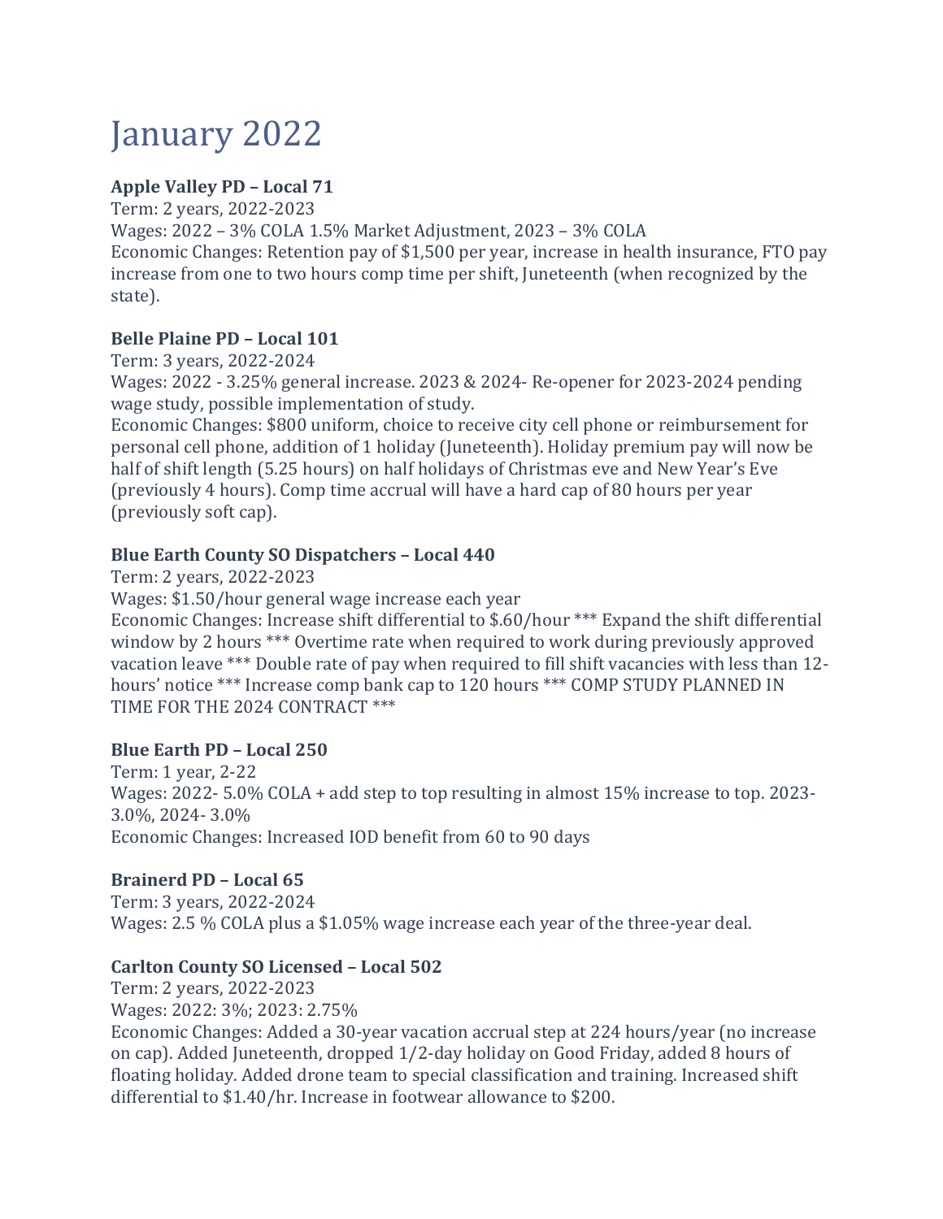# January 2022

**Apple Valley PD – Local 71**
Term: 2 years, 2022-2023
Wages: 2022 – 3% COLA 1.5% Market Adjustment, 2023 – 3% COLA
Economic Changes: Retention pay of $1,500 per year, increase in health insurance, FTO pay increase from one to two hours comp time per shift, Juneteenth (when recognized by the state).

**Belle Plaine PD – Local 101**
Term: 3 years, 2022-2024
Wages: 2022 - 3.25% general increase. 2023 & 2024- Re-opener for 2023-2024 pending wage study, possible implementation of study.
Economic Changes: $800 uniform, choice to receive city cell phone or reimbursement for personal cell phone, addition of 1 holiday (Juneteenth). Holiday premium pay will now be half of shift length (5.25 hours) on half holidays of Christmas eve and New Year's Eve (previously 4 hours). Comp time accrual will have a hard cap of 80 hours per year (previously soft cap).

**Blue Earth County SO Dispatchers – Local 440**
Term: 2 years, 2022-2023
Wages: $1.50/hour general wage increase each year
Economic Changes: Increase shift differential to $.60/hour *** Expand the shift differential window by 2 hours *** Overtime rate when required to work during previously approved vacation leave *** Double rate of pay when required to fill shift vacancies with less than 12-hours' notice *** Increase comp bank cap to 120 hours *** COMP STUDY PLANNED IN TIME FOR THE 2024 CONTRACT ***

**Blue Earth PD – Local 250**
Term: 1 year, 2-22
Wages: 2022- 5.0% COLA + add step to top resulting in almost 15% increase to top. 2023- 3.0%, 2024- 3.0%
Economic Changes: Increased IOD benefit from 60 to 90 days

**Brainerd PD – Local 65**
Term: 3 years, 2022-2024
Wages: 2.5 % COLA plus a $1.05% wage increase each year of the three-year deal.

**Carlton County SO Licensed – Local 502**
Term: 2 years, 2022-2023
Wages: 2022: 3%; 2023: 2.75%
Economic Changes: Added a 30-year vacation accrual step at 224 hours/year (no increase on cap). Added Juneteenth, dropped 1/2-day holiday on Good Friday, added 8 hours of floating holiday. Added drone team to special classification and training. Increased shift differential to $1.40/hr. Increase in footwear allowance to $200.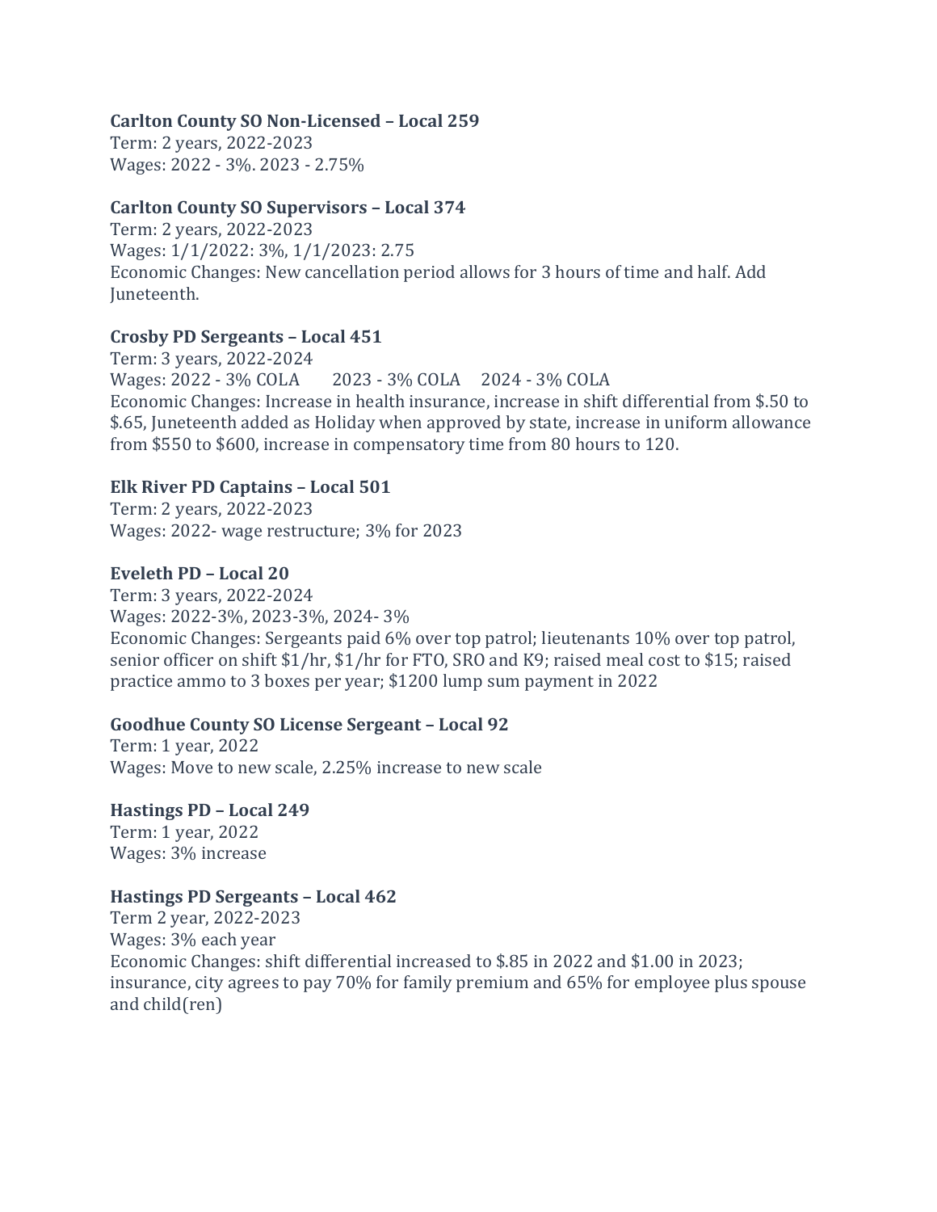**Carlton County SO Non-Licensed – Local 259**
Term: 2 years, 2022-2023
Wages: 2022 - 3%. 2023 - 2.75%

**Carlton County SO Supervisors – Local 374**
Term: 2 years, 2022-2023
Wages: 1/1/2022: 3%, 1/1/2023: 2.75
Economic Changes: New cancellation period allows for 3 hours of time and half. Add Juneteenth.

**Crosby PD Sergeants – Local 451**
Term: 3 years, 2022-2024
Wages: 2022 - 3% COLA 2023 - 3% COLA 2024 - 3% COLA
Economic Changes: Increase in health insurance, increase in shift differential from $.50 to $.65, Juneteenth added as Holiday when approved by state, increase in uniform allowance from $550 to $600, increase in compensatory time from 80 hours to 120.

**Elk River PD Captains – Local 501**
Term: 2 years, 2022-2023
Wages: 2022- wage restructure; 3% for 2023

**Eveleth PD – Local 20**
Term: 3 years, 2022-2024
Wages: 2022-3%, 2023-3%, 2024- 3%
Economic Changes: Sergeants paid 6% over top patrol; lieutenants 10% over top patrol, senior officer on shift $1/hr, $1/hr for FTO, SRO and K9; raised meal cost to $15; raised practice ammo to 3 boxes per year; $1200 lump sum payment in 2022

**Goodhue County SO License Sergeant – Local 92**
Term: 1 year, 2022
Wages: Move to new scale, 2.25% increase to new scale

**Hastings PD – Local 249**
Term: 1 year, 2022
Wages: 3% increase

**Hastings PD Sergeants – Local 462**
Term 2 year, 2022-2023
Wages: 3% each year
Economic Changes: shift differential increased to $.85 in 2022 and $1.00 in 2023; insurance, city agrees to pay 70% for family premium and 65% for employee plus spouse and child(ren)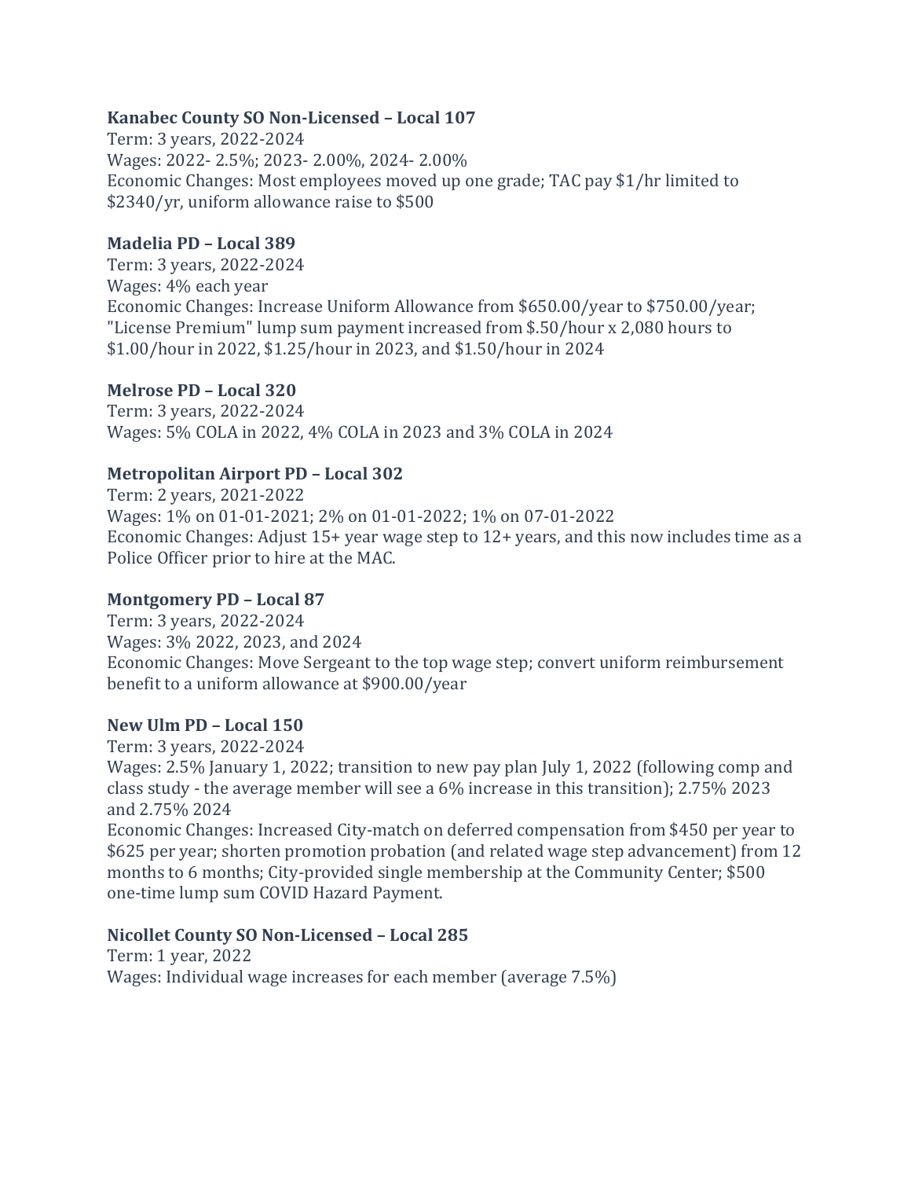**Kanabec County SO Non-Licensed – Local 107**
Term: 3 years, 2022-2024
Wages: 2022- 2.5%; 2023- 2.00%, 2024- 2.00%
Economic Changes: Most employees moved up one grade; TAC pay $1/hr limited to $2340/yr, uniform allowance raise to $500

**Madelia PD – Local 389**
Term: 3 years, 2022-2024
Wages: 4% each year
Economic Changes: Increase Uniform Allowance from $650.00/year to $750.00/year; "License Premium" lump sum payment increased from $.50/hour x 2,080 hours to $1.00/hour in 2022, $1.25/hour in 2023, and $1.50/hour in 2024

**Melrose PD – Local 320**
Term: 3 years, 2022-2024
Wages: 5% COLA in 2022, 4% COLA in 2023 and 3% COLA in 2024

**Metropolitan Airport PD – Local 302**
Term: 2 years, 2021-2022
Wages: 1% on 01-01-2021; 2% on 01-01-2022; 1% on 07-01-2022
Economic Changes: Adjust 15+ year wage step to 12+ years, and this now includes time as a Police Officer prior to hire at the MAC.

**Montgomery PD – Local 87**
Term: 3 years, 2022-2024
Wages: 3% 2022, 2023, and 2024
Economic Changes: Move Sergeant to the top wage step; convert uniform reimbursement benefit to a uniform allowance at $900.00/year

**New Ulm PD – Local 150**
Term: 3 years, 2022-2024
Wages: 2.5% January 1, 2022; transition to new pay plan July 1, 2022 (following comp and class study - the average member will see a 6% increase in this transition); 2.75% 2023 and 2.75% 2024
Economic Changes: Increased City-match on deferred compensation from $450 per year to $625 per year; shorten promotion probation (and related wage step advancement) from 12 months to 6 months; City-provided single membership at the Community Center; $500 one-time lump sum COVID Hazard Payment.

**Nicollet County SO Non-Licensed – Local 285**
Term: 1 year, 2022
Wages: Individual wage increases for each member (average 7.5%)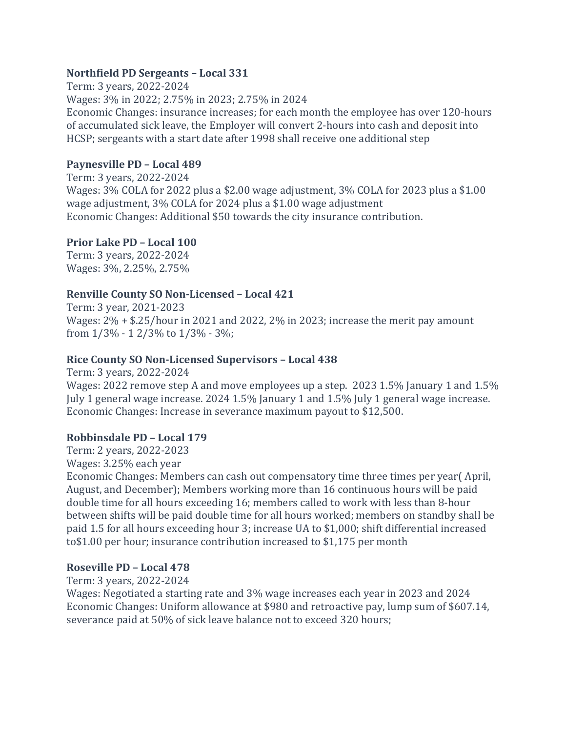**Northfield PD Sergeants – Local 331**
Term: 3 years, 2022-2024
Wages: 3% in 2022; 2.75% in 2023; 2.75% in 2024
Economic Changes: insurance increases; for each month the employee has over 120-hours of accumulated sick leave, the Employer will convert 2-hours into cash and deposit into HCSP; sergeants with a start date after 1998 shall receive one additional step

**Paynesville PD – Local 489**
Term: 3 years, 2022-2024
Wages: 3% COLA for 2022 plus a $2.00 wage adjustment, 3% COLA for 2023 plus a $1.00 wage adjustment, 3% COLA for 2024 plus a $1.00 wage adjustment
Economic Changes: Additional $50 towards the city insurance contribution.

**Prior Lake PD – Local 100**
Term: 3 years, 2022-2024
Wages: 3%, 2.25%, 2.75%

**Renville County SO Non-Licensed – Local 421**
Term: 3 year, 2021-2023
Wages: 2% + $.25/hour in 2021 and 2022, 2% in 2023; increase the merit pay amount from 1/3% - 1 2/3% to 1/3% - 3%;

**Rice County SO Non-Licensed Supervisors – Local 438**
Term: 3 years, 2022-2024
Wages: 2022 remove step A and move employees up a step. 2023 1.5% January 1 and 1.5% July 1 general wage increase. 2024 1.5% January 1 and 1.5% July 1 general wage increase.
Economic Changes: Increase in severance maximum payout to $12,500.

**Robbinsdale PD – Local 179**
Term: 2 years, 2022-2023
Wages: 3.25% each year
Economic Changes: Members can cash out compensatory time three times per year( April, August, and December); Members working more than 16 continuous hours will be paid double time for all hours exceeding 16; members called to work with less than 8-hour between shifts will be paid double time for all hours worked; members on standby shall be paid 1.5 for all hours exceeding hour 3; increase UA to $1,000; shift differential increased to$1.00 per hour; insurance contribution increased to $1,175 per month

**Roseville PD – Local 478**
Term: 3 years, 2022-2024
Wages: Negotiated a starting rate and 3% wage increases each year in 2023 and 2024
Economic Changes: Uniform allowance at $980 and retroactive pay, lump sum of $607.14, severance paid at 50% of sick leave balance not to exceed 320 hours;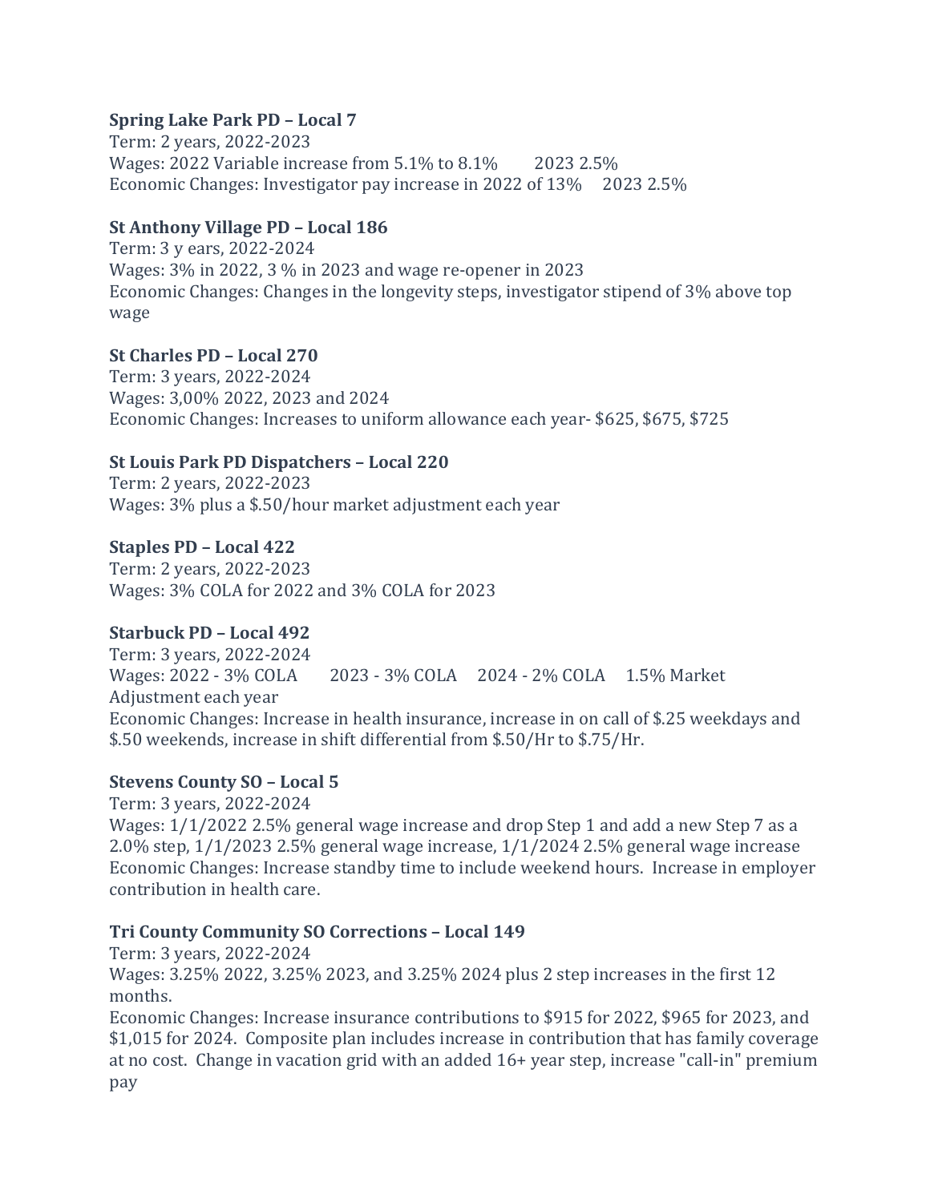**Spring Lake Park PD – Local 7**
Term: 2 years, 2022-2023
Wages: 2022 Variable increase from 5.1% to 8.1%     2023 2.5%
Economic Changes: Investigator pay increase in 2022 of 13%     2023 2.5%

**St Anthony Village PD – Local 186**
Term: 3 y ears, 2022-2024
Wages: 3% in 2022, 3 % in 2023 and wage re-opener in 2023
Economic Changes: Changes in the longevity steps, investigator stipend of 3% above top wage

**St Charles PD – Local 270**
Term: 3 years, 2022-2024
Wages: 3,00% 2022, 2023 and 2024
Economic Changes: Increases to uniform allowance each year- $625, $675, $725

**St Louis Park PD Dispatchers – Local 220**
Term: 2 years, 2022-2023
Wages: 3% plus a $.50/hour market adjustment each year

**Staples PD – Local 422**
Term: 2 years, 2022-2023
Wages: 3% COLA for 2022 and 3% COLA for 2023

**Starbuck PD – Local 492**
Term: 3 years, 2022-2024
Wages: 2022 - 3% COLA     2023 - 3% COLA     2024 - 2% COLA     1.5% Market Adjustment each year
Economic Changes: Increase in health insurance, increase in on call of $.25 weekdays and $.50 weekends, increase in shift differential from $.50/Hr to $.75/Hr.

**Stevens County SO – Local 5**
Term: 3 years, 2022-2024
Wages: 1/1/2022 2.5% general wage increase and drop Step 1 and add a new Step 7 as a 2.0% step, 1/1/2023 2.5% general wage increase, 1/1/2024 2.5% general wage increase
Economic Changes: Increase standby time to include weekend hours. Increase in employer contribution in health care.

**Tri County Community SO Corrections – Local 149**
Term: 3 years, 2022-2024
Wages: 3.25% 2022, 3.25% 2023, and 3.25% 2024 plus 2 step increases in the first 12 months.
Economic Changes: Increase insurance contributions to $915 for 2022, $965 for 2023, and $1,015 for 2024. Composite plan includes increase in contribution that has family coverage at no cost. Change in vacation grid with an added 16+ year step, increase "call-in" premium pay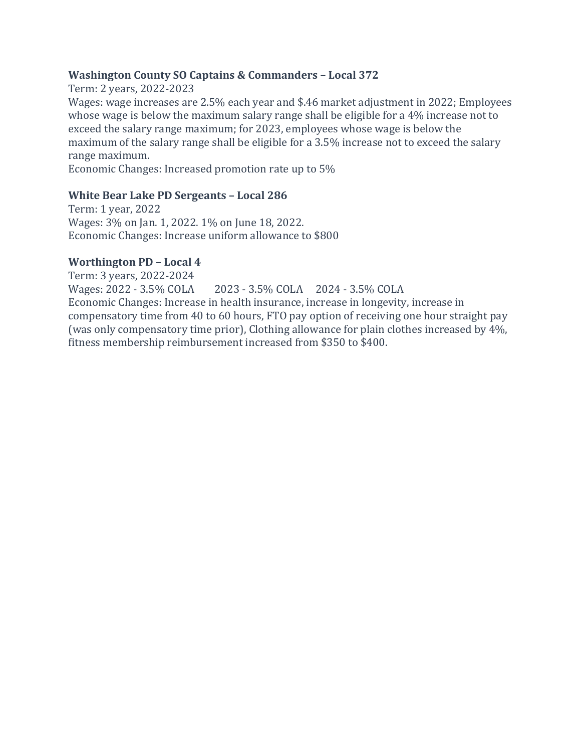**Washington County SO Captains & Commanders – Local 372**
Term: 2 years, 2022-2023
Wages: wage increases are 2.5% each year and $.46 market adjustment in 2022; Employees whose wage is below the maximum salary range shall be eligible for a 4% increase not to exceed the salary range maximum; for 2023, employees whose wage is below the maximum of the salary range shall be eligible for a 3.5% increase not to exceed the salary range maximum.
Economic Changes: Increased promotion rate up to 5%

**White Bear Lake PD Sergeants – Local 286**
Term: 1 year, 2022
Wages: 3% on Jan. 1, 2022. 1% on June 18, 2022.
Economic Changes: Increase uniform allowance to $800

**Worthington PD – Local 4**
Term: 3 years, 2022-2024
Wages: 2022 - 3.5% COLA  2023 - 3.5% COLA  2024 - 3.5% COLA
Economic Changes: Increase in health insurance, increase in longevity, increase in compensatory time from 40 to 60 hours, FTO pay option of receiving one hour straight pay (was only compensatory time prior), Clothing allowance for plain clothes increased by 4%, fitness membership reimbursement increased from $350 to $400.